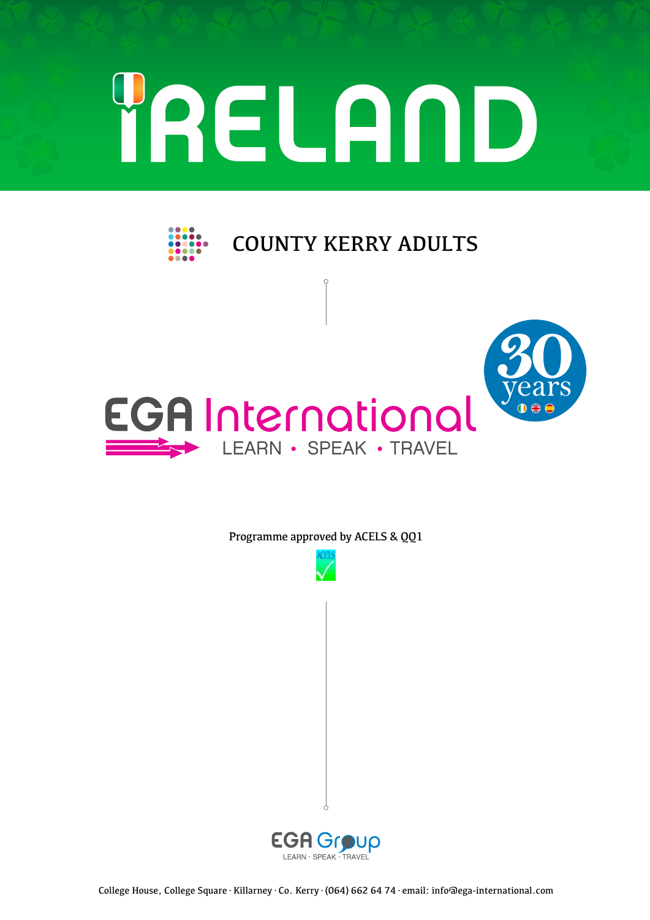# IRELAND

## COUNTY KERRY ADULTS

EGA International

LEARN • SPEAK • TRAVEL

30 years

Programme approved by ACELS & QQ1

EGA Group

LEARN · SPEAK · TRAVEL

College House, College Square · Killarney · Co. Kerry · (064) 662 64 74 · email: info@ega-international.com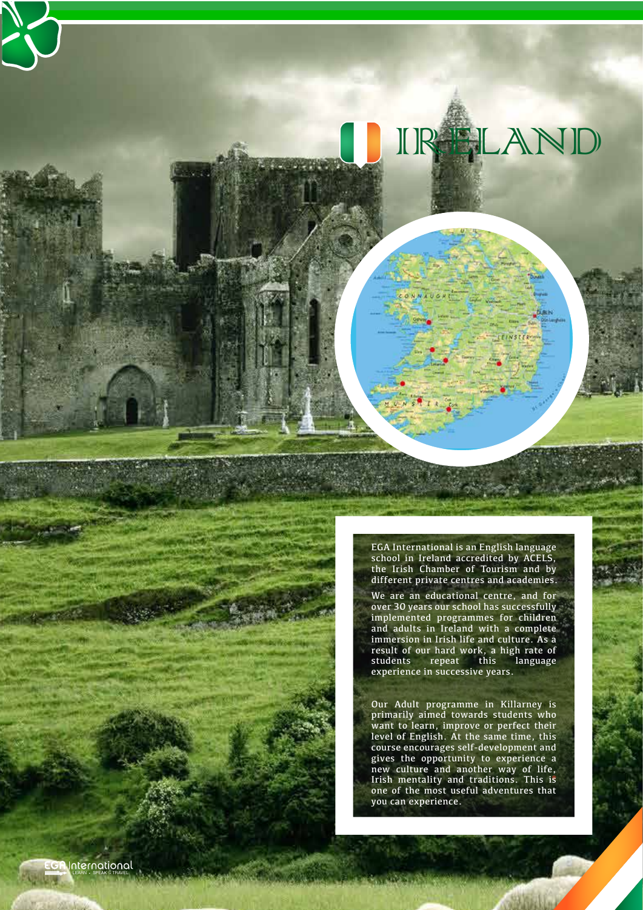# IRELAND

EGA International is an English language school in Ireland accredited by ACELS, the Irish Chamber of Tourism and by different private centres and academies.

We are an educational centre, and for over 30 years our school has successfully implemented programmes for children and adults in Ireland with a complete immersion in Irish life and culture. As a result of our hard work, a high rate of students repeat this language experience in successive years.

Our Adult programme in Killarney is primarily aimed towards students who want to learn, improve or perfect their level of English. At the same time, this course encourages self-development and gives the opportunity to experience a new culture and another way of life, Irish mentality and traditions. This is one of the most useful adventures that you can experience.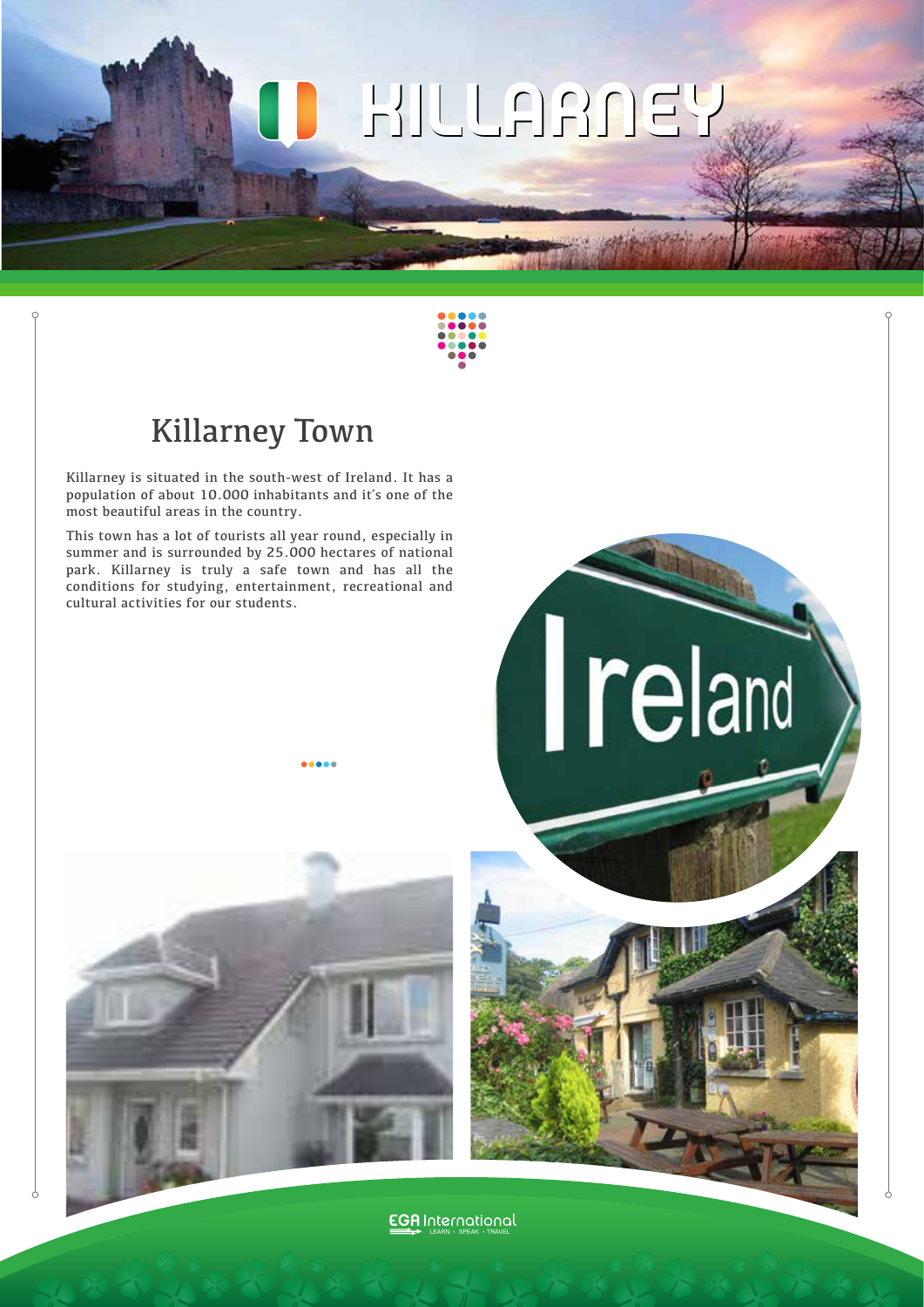# KILLARNEY

## Killarney Town

Killarney is situated in the south-west of Ireland. It has a population of about 10.000 inhabitants and it´s one of the most beautiful areas in the country.

This town has a lot of tourists all year round, especially in summer and is surrounded by 25.000 hectares of national park. Killarney is truly a safe town and has all the conditions for studying, entertainment, recreational and cultural activities for our students.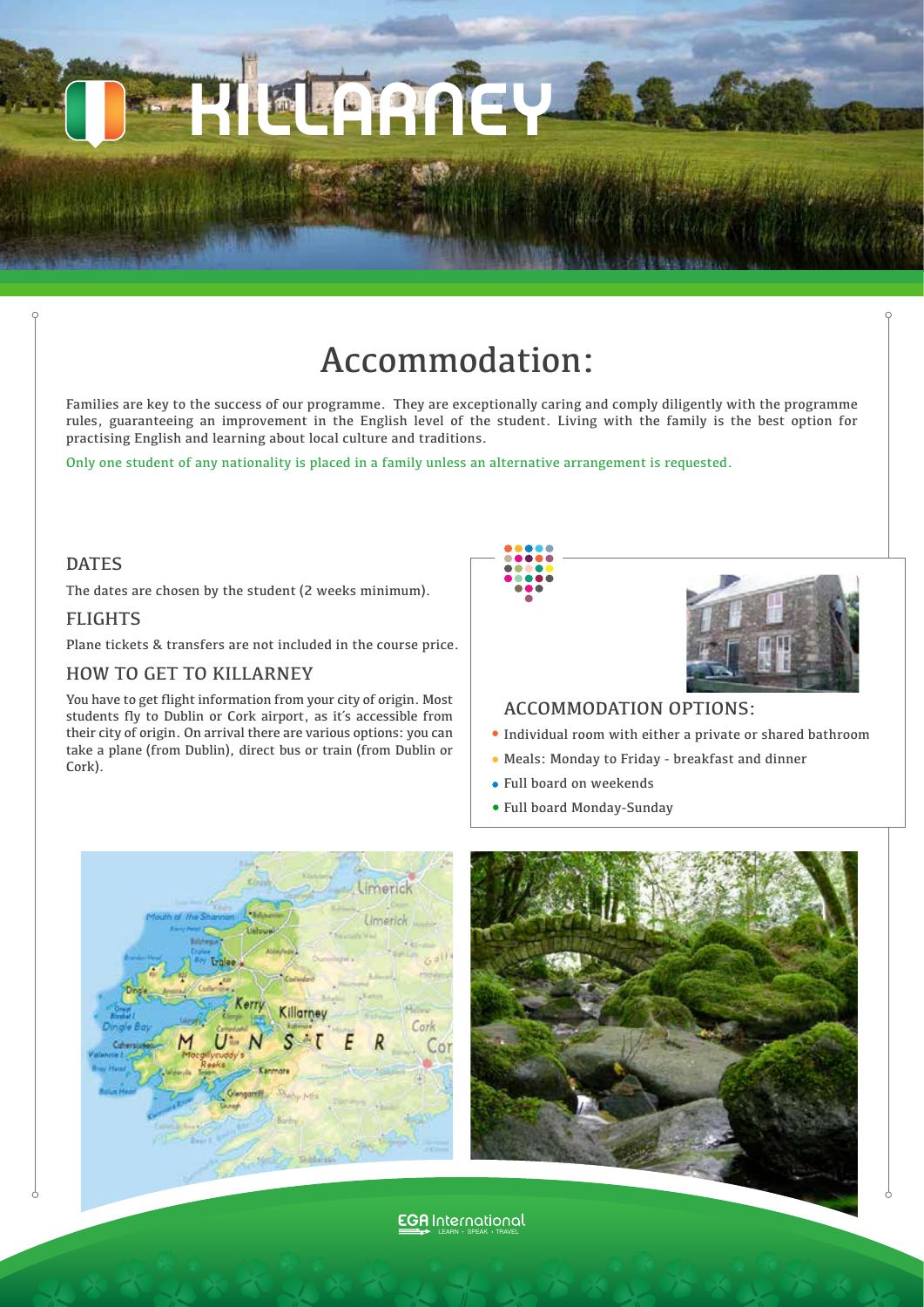# KILLARNEY

## Accommodation:

Families are key to the success of our programme. They are exceptionally caring and comply diligently with the programme rules, guaranteeing an improvement in the English level of the student. Living with the family is the best option for practising English and learning about local culture and traditions.

Only one student of any nationality is placed in a family unless an alternative arrangement is requested.

### DATES

The dates are chosen by the student (2 weeks minimum).

### FLIGHTS

Plane tickets & transfers are not included in the course price.

### HOW TO GET TO KILLARNEY

You have to get flight information from your city of origin. Most students fly to Dublin or Cork airport, as it´s accessible from their city of origin. On arrival there are various options: you can take a plane (from Dublin), direct bus or train (from Dublin or Cork).

### ACCOMMODATION OPTIONS:

- Individual room with either a private or shared bathroom
- Meals: Monday to Friday - breakfast and dinner
- Full board on weekends
- Full board Monday-Sunday

EGA International
LEARN • SPEAK • TRAVEL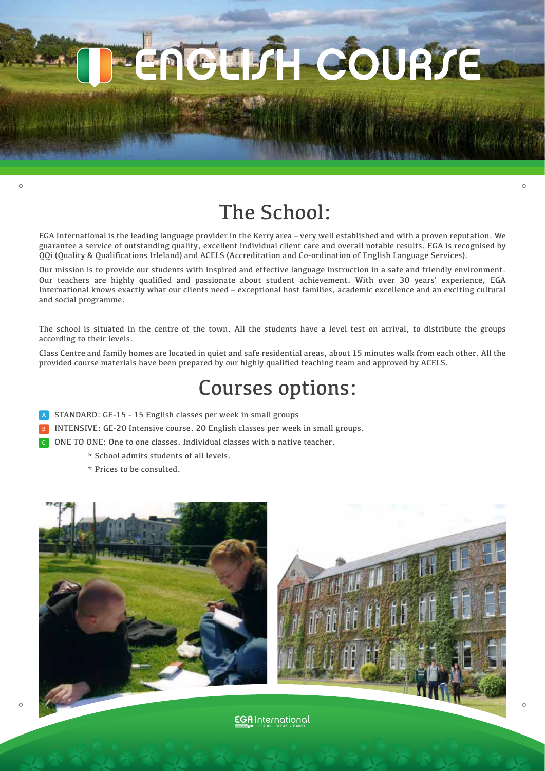# ENGLISH COURSE

## The School:

EGA International is the leading language provider in the Kerry area – very well established and with a proven reputation. We guarantee a service of outstanding quality, excellent individual client care and overall notable results. EGA is recognised by QQi (Quality & Qualifications Irleland) and ACELS (Accreditation and Co-ordination of English Language Services).

Our mission is to provide our students with inspired and effective language instruction in a safe and friendly environment. Our teachers are highly qualified and passionate about student achievement. With over 30 years' experience, EGA International knows exactly what our clients need – exceptional host families, academic excellence and an exciting cultural and social programme.

The school is situated in the centre of the town. All the students have a level test on arrival, to distribute the groups according to their levels.

Class Centre and family homes are located in quiet and safe residential areas, about 15 minutes walk from each other. All the provided course materials have been prepared by our highly qualified teaching team and approved by ACELS.

## Courses options:

- A STANDARD: GE-15 - 15 English classes per week in small groups
- B INTENSIVE: GE-20 Intensive course. 20 English classes per week in small groups.
- C ONE TO ONE: One to one classes. Individual classes with a native teacher.

  * School admits students of all levels.

  * Prices to be consulted.

EGA International
LEARN • SPEAK • TRAVEL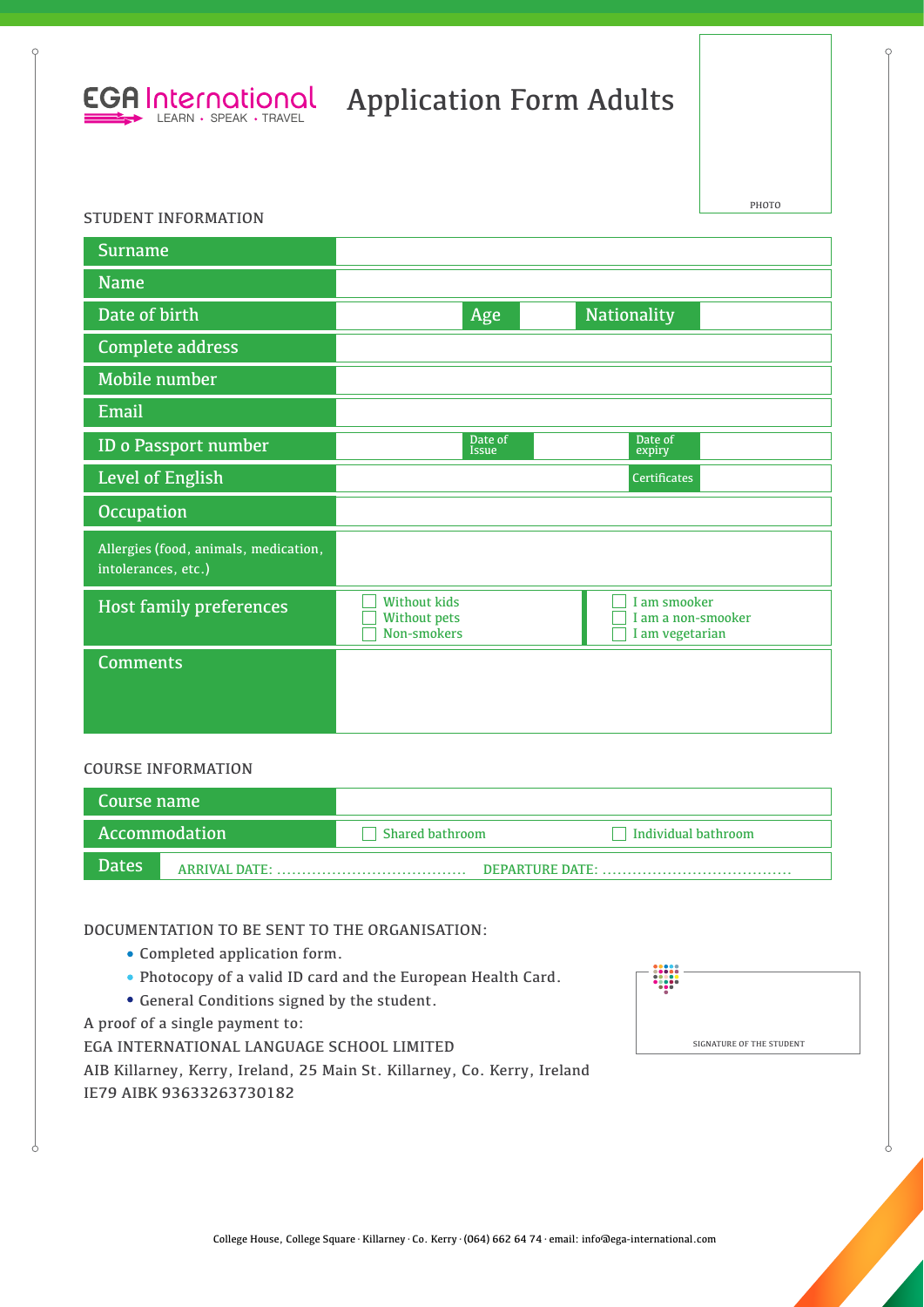EGA International
LEARN • SPEAK • TRAVEL

# Application Form Adults

PHOTO

## STUDENT INFORMATION

| | | | | |
|---|---|---|---|---|
| Surname | | | | |
| Name | | | | |
| Date of birth | | Age | Nationality | |
| Complete address | | | | |
| Mobile number | | | | |
| Email | | | | |
| ID o Passport number | | Date of Issue | Date of expiry | |
| Level of English | | | Certificates | |
| Occupation | | | | |
| Allergies (food, animals, medication, intolerances, etc.) | | | | |
| Host family preferences | ☐ Without kids<br>☐ Without pets<br>☐ Non-smokers | | ☐ I am smooker<br>☐ I am a non-smooker<br>☐ I am vegetarian | |
| Comments | | | | |

## COURSE INFORMATION

| | | |
|---|---|---|
| Course name | | |
| Accommodation | ☐ Shared bathroom | ☐ Individual bathroom |
| Dates | ARRIVAL DATE: ..................................... | DEPARTURE DATE: ..................................... |

## DOCUMENTATION TO BE SENT TO THE ORGANISATION:

- Completed application form.
- Photocopy of a valid ID card and the European Health Card.
- General Conditions signed by the student.

A proof of a single payment to:
EGA INTERNATIONAL LANGUAGE SCHOOL LIMITED
AIB Killarney, Kerry, Ireland, 25 Main St. Killarney, Co. Kerry, Ireland
IE79 AIBK 93633263730182

SIGNATURE OF THE STUDENT

College House, College Square · Killarney · Co. Kerry · (064) 662 64 74 · email: info@ega-international.com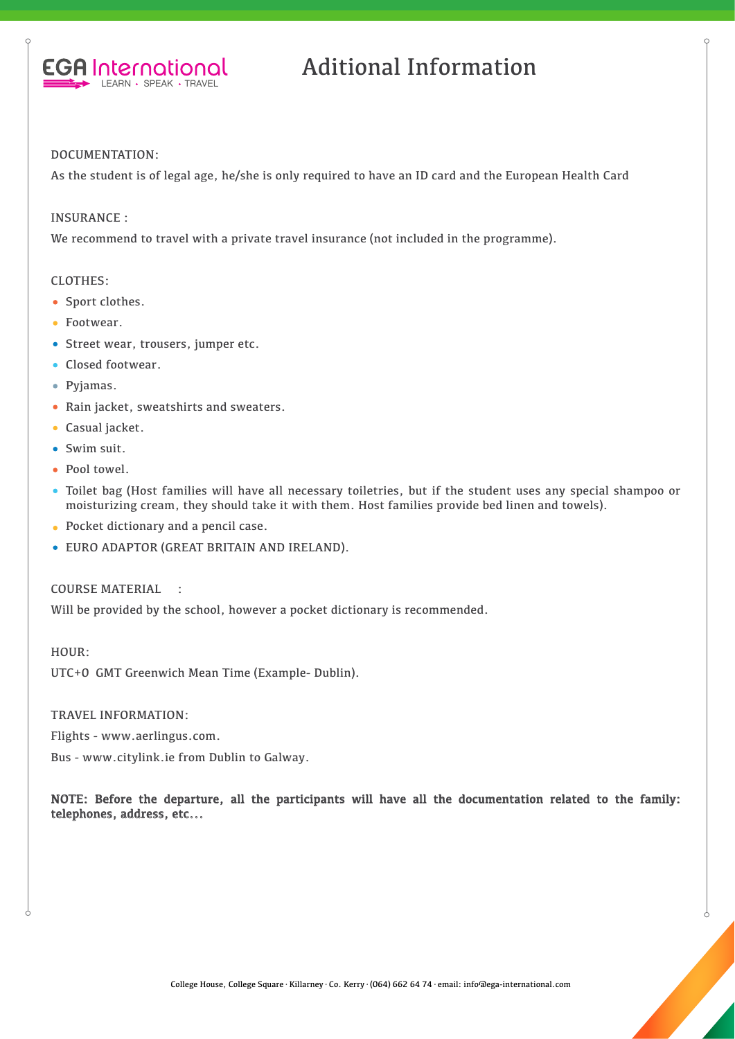# Aditional Information

DOCUMENTATION:

As the student is of legal age, he/she is only required to have an ID card and the European Health Card

INSURANCE :

We recommend to travel with a private travel insurance (not included in the programme).

CLOTHES:

- Sport clothes.
- Footwear.
- Street wear, trousers, jumper etc.
- Closed footwear.
- Pyjamas.
- Rain jacket, sweatshirts and sweaters.
- Casual jacket.
- Swim suit.
- Pool towel.
- Toilet bag (Host families will have all necessary toiletries, but if the student uses any special shampoo or moisturizing cream, they should take it with them. Host families provide bed linen and towels).
- Pocket dictionary and a pencil case.
- EURO ADAPTOR (GREAT BRITAIN AND IRELAND).

COURSE MATERIAL :

Will be provided by the school, however a pocket dictionary is recommended.

HOUR:

UTC+0 GMT Greenwich Mean Time (Example- Dublin).

TRAVEL INFORMATION:

Flights - www.aerlingus.com.

Bus - www.citylink.ie from Dublin to Galway.

**NOTE: Before the departure, all the participants will have all the documentation related to the family: telephones, address, etc…**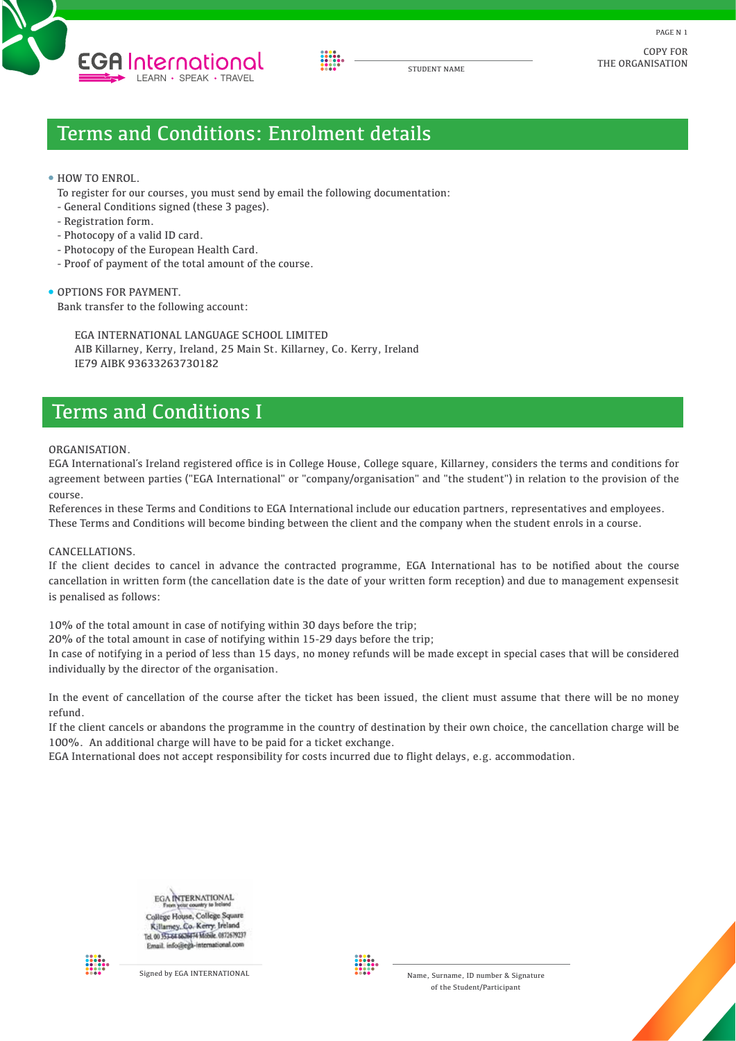STUDENT NAME

COPY FOR THE ORGANISATION

## Terms and Conditions: Enrolment details

- HOW TO ENROL.

  To register for our courses, you must send by email the following documentation:
  - General Conditions signed (these 3 pages).
  - Registration form.
  - Photocopy of a valid ID card.
  - Photocopy of the European Health Card.
  - Proof of payment of the total amount of the course.

- OPTIONS FOR PAYMENT.

  Bank transfer to the following account:

  EGA INTERNATIONAL LANGUAGE SCHOOL LIMITED
  AIB Killarney, Kerry, Ireland, 25 Main St. Killarney, Co. Kerry, Ireland
  IE79 AIBK 93633263730182

## Terms and Conditions I

ORGANISATION.

EGA International's Ireland registered office is in College House, College square, Killarney, considers the terms and conditions for agreement between parties ("EGA International" or "company/organisation" and "the student") in relation to the provision of the course.

References in these Terms and Conditions to EGA International include our education partners, representatives and employees.

These Terms and Conditions will become binding between the client and the company when the student enrols in a course.

CANCELLATIONS.

If the client decides to cancel in advance the contracted programme, EGA International has to be notified about the course cancellation in written form (the cancellation date is the date of your written form reception) and due to management expensesit is penalised as follows:

10% of the total amount in case of notifying within 30 days before the trip;
20% of the total amount in case of notifying within 15-29 days before the trip;
In case of notifying in a period of less than 15 days, no money refunds will be made except in special cases that will be considered individually by the director of the organisation.

In the event of cancellation of the course after the ticket has been issued, the client must assume that there will be no money refund.

If the client cancels or abandons the programme in the country of destination by their own choice, the cancellation charge will be 100%. An additional charge will have to be paid for a ticket exchange.

EGA International does not accept responsibility for costs incurred due to flight delays, e.g. accommodation.

EGA INTERNATIONAL
From your country to Ireland
College House, College Square
Killarney, Co. Kerry, Ireland
Tel. 00 353 64 6626474 Mobile. 0872679237
Email. info@ega-international.com

Signed by EGA INTERNATIONAL

Name, Surname, ID number & Signature of the Student/Participant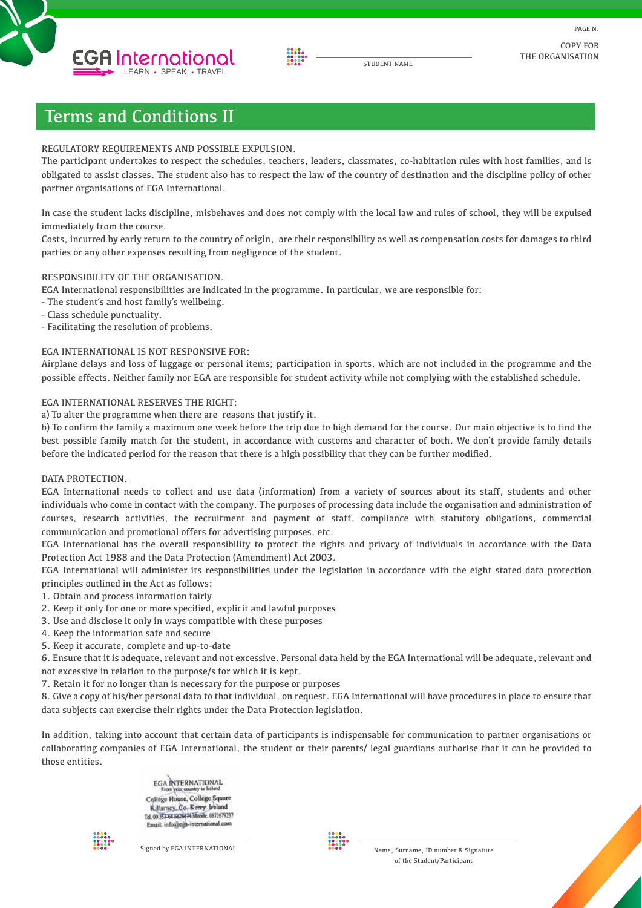EGA International
LEARN • SPEAK • TRAVEL

STUDENT NAME

COPY FOR THE ORGANISATION

# Terms and Conditions II

REGULATORY REQUIREMENTS AND POSSIBLE EXPULSION.

The participant undertakes to respect the schedules, teachers, leaders, classmates, co-habitation rules with host families, and is obligated to assist classes. The student also has to respect the law of the country of destination and the discipline policy of other partner organisations of EGA International.

In case the student lacks discipline, misbehaves and does not comply with the local law and rules of school, they will be expulsed immediately from the course.

Costs, incurred by early return to the country of origin, are their responsibility as well as compensation costs for damages to third parties or any other expenses resulting from negligence of the student.

RESPONSIBILITY OF THE ORGANISATION.

EGA International responsibilities are indicated in the programme. In particular, we are responsible for:

- The student's and host family's wellbeing.
- Class schedule punctuality.
- Facilitating the resolution of problems.

EGA INTERNATIONAL IS NOT RESPONSIVE FOR:

Airplane delays and loss of luggage or personal items; participation in sports, which are not included in the programme and the possible effects. Neither family nor EGA are responsible for student activity while not complying with the established schedule.

EGA INTERNATIONAL RESERVES THE RIGHT:

a) To alter the programme when there are reasons that justify it.

b) To confirm the family a maximum one week before the trip due to high demand for the course. Our main objective is to find the best possible family match for the student, in accordance with customs and character of both. We don't provide family details before the indicated period for the reason that there is a high possibility that they can be further modified.

DATA PROTECTION.

EGA International needs to collect and use data (information) from a variety of sources about its staff, students and other individuals who come in contact with the company. The purposes of processing data include the organisation and administration of courses, research activities, the recruitment and payment of staff, compliance with statutory obligations, commercial communication and promotional offers for advertising purposes, etc.

EGA International has the overall responsibility to protect the rights and privacy of individuals in accordance with the Data Protection Act 1988 and the Data Protection (Amendment) Act 2003.

EGA International will administer its responsibilities under the legislation in accordance with the eight stated data protection principles outlined in the Act as follows:

1. Obtain and process information fairly
2. Keep it only for one or more specified, explicit and lawful purposes
3. Use and disclose it only in ways compatible with these purposes
4. Keep the information safe and secure
5. Keep it accurate, complete and up-to-date
6. Ensure that it is adequate, relevant and not excessive. Personal data held by the EGA International will be adequate, relevant and not excessive in relation to the purpose/s for which it is kept.
7. Retain it for no longer than is necessary for the purpose or purposes
8. Give a copy of his/her personal data to that individual, on request. EGA International will have procedures in place to ensure that data subjects can exercise their rights under the Data Protection legislation.

In addition, taking into account that certain data of participants is indispensable for communication to partner organisations or collaborating companies of EGA International, the student or their parents/ legal guardians authorise that it can be provided to those entities.

EGA INTERNATIONAL
From your country to Ireland
College House, College Square
Killarney, Co. Kerry, Ireland
Tel. 00 353 64 6626474 Mobile. 0872679237
Email. info@ega-international.com

Signed by EGA INTERNATIONAL

Name, Surname, ID number & Signature of the Student/Participant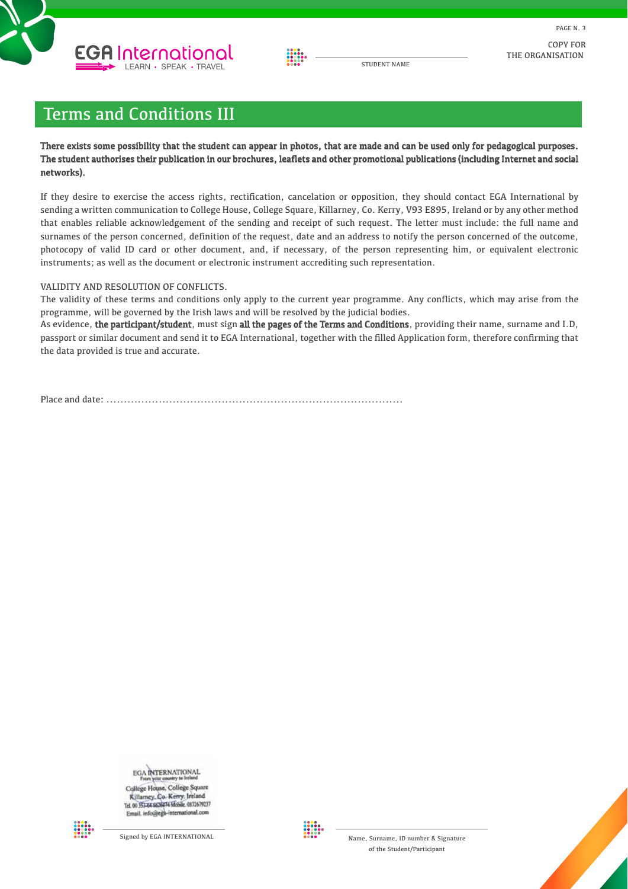STUDENT NAME

COPY FOR THE ORGANISATION

# Terms and Conditions III

**There exists some possibility that the student can appear in photos, that are made and can be used only for pedagogical purposes. The student authorises their publication in our brochures, leaflets and other promotional publications (including Internet and social networks).**

If they desire to exercise the access rights, rectification, cancelation or opposition, they should contact EGA International by sending a written communication to College House, College Square, Killarney, Co. Kerry, V93 E895, Ireland or by any other method that enables reliable acknowledgement of the sending and receipt of such request. The letter must include: the full name and surnames of the person concerned, definition of the request, date and an address to notify the person concerned of the outcome, photocopy of valid ID card or other document, and, if necessary, of the person representing him, or equivalent electronic instruments; as well as the document or electronic instrument accrediting such representation.

VALIDITY AND RESOLUTION OF CONFLICTS.

The validity of these terms and conditions only apply to the current year programme. Any conflicts, which may arise from the programme, will be governed by the Irish laws and will be resolved by the judicial bodies.

As evidence, **the participant/student**, must sign **all the pages of the Terms and Conditions**, providing their name, surname and I.D, passport or similar document and send it to EGA International, together with the filled Application form, therefore confirming that the data provided is true and accurate.

Place and date: ....................................................................................

EGA INTERNATIONAL
From your country to Ireland
College House, College Square
Killarney, Co. Kerry, Ireland
Tel. 00 353-64 6626474 Mobile. 0872679237
Email. info@ega-international.com

Signed by EGA INTERNATIONAL

Name, Surname, ID number & Signature of the Student/Participant